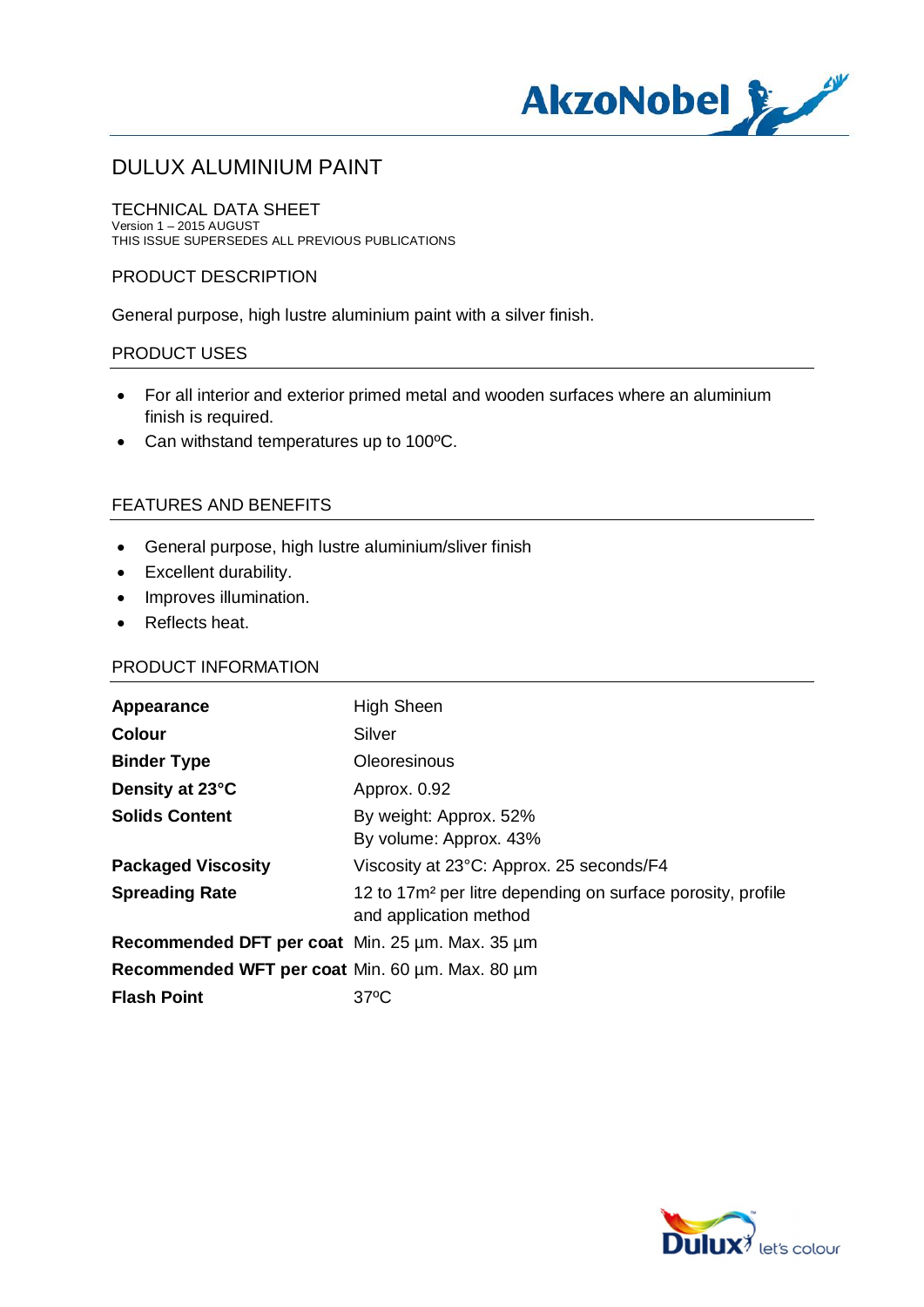# DULUX ALUMINIUM PAINT

## TECHNICAL DATA SHEET

Version 1 – 2015 AUGUST
THIS ISSUE SUPERSEDES ALL PREVIOUS PUBLICATIONS

## PRODUCT DESCRIPTION

General purpose, high lustre aluminium paint with a silver finish.

## PRODUCT USES

- For all interior and exterior primed metal and wooden surfaces where an aluminium finish is required.
- Can withstand temperatures up to 100ºC.

## FEATURES AND BENEFITS

- General purpose, high lustre aluminium/sliver finish
- Excellent durability.
- Improves illumination.
- Reflects heat.

## PRODUCT INFORMATION

| | |
|---|---|
| **Appearance** | High Sheen |
| **Colour** | Silver |
| **Binder Type** | Oleoresinous |
| **Density at 23°C** | Approx. 0.92 |
| **Solids Content** | By weight: Approx. 52%<br>By volume: Approx. 43% |
| **Packaged Viscosity** | Viscosity at 23°C: Approx. 25 seconds/F4 |
| **Spreading Rate** | 12 to 17m² per litre depending on surface porosity, profile and application method |
| **Recommended DFT per coat** | Min. 25 µm. Max. 35 µm |
| **Recommended WFT per coat** | Min. 60 µm. Max. 80 µm |
| **Flash Point** | 37ºC |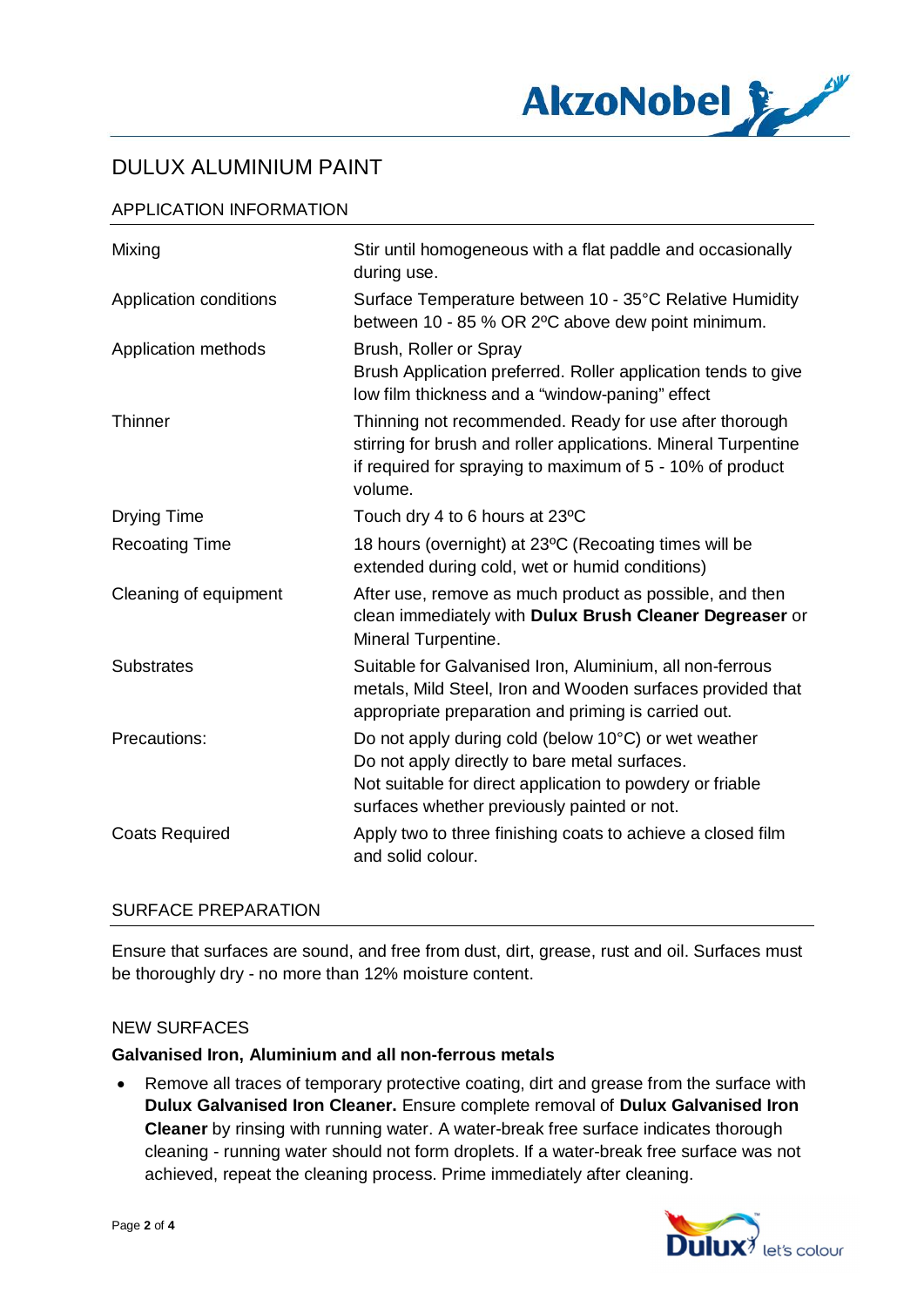# DULUX ALUMINIUM PAINT

## APPLICATION INFORMATION

| | |
|---|---|
| Mixing | Stir until homogeneous with a flat paddle and occasionally during use. |
| Application conditions | Surface Temperature between 10 - 35°C Relative Humidity between 10 - 85 % OR 2ºC above dew point minimum. |
| Application methods | Brush, Roller or Spray<br>Brush Application preferred. Roller application tends to give low film thickness and a "window-paning" effect |
| Thinner | Thinning not recommended. Ready for use after thorough stirring for brush and roller applications. Mineral Turpentine if required for spraying to maximum of 5 - 10% of product volume. |
| Drying Time | Touch dry 4 to 6 hours at 23ºC |
| Recoating Time | 18 hours (overnight) at 23ºC (Recoating times will be extended during cold, wet or humid conditions) |
| Cleaning of equipment | After use, remove as much product as possible, and then clean immediately with **Dulux Brush Cleaner Degreaser** or Mineral Turpentine. |
| Substrates | Suitable for Galvanised Iron, Aluminium, all non-ferrous metals, Mild Steel, Iron and Wooden surfaces provided that appropriate preparation and priming is carried out. |
| Precautions: | Do not apply during cold (below 10°C) or wet weather<br>Do not apply directly to bare metal surfaces.<br>Not suitable for direct application to powdery or friable surfaces whether previously painted or not. |
| Coats Required | Apply two to three finishing coats to achieve a closed film and solid colour. |

## SURFACE PREPARATION

Ensure that surfaces are sound, and free from dust, dirt, grease, rust and oil. Surfaces must be thoroughly dry - no more than 12% moisture content.

### NEW SURFACES

**Galvanised Iron, Aluminium and all non-ferrous metals**

- Remove all traces of temporary protective coating, dirt and grease from the surface with **Dulux Galvanised Iron Cleaner.** Ensure complete removal of **Dulux Galvanised Iron Cleaner** by rinsing with running water. A water-break free surface indicates thorough cleaning - running water should not form droplets. If a water-break free surface was not achieved, repeat the cleaning process. Prime immediately after cleaning.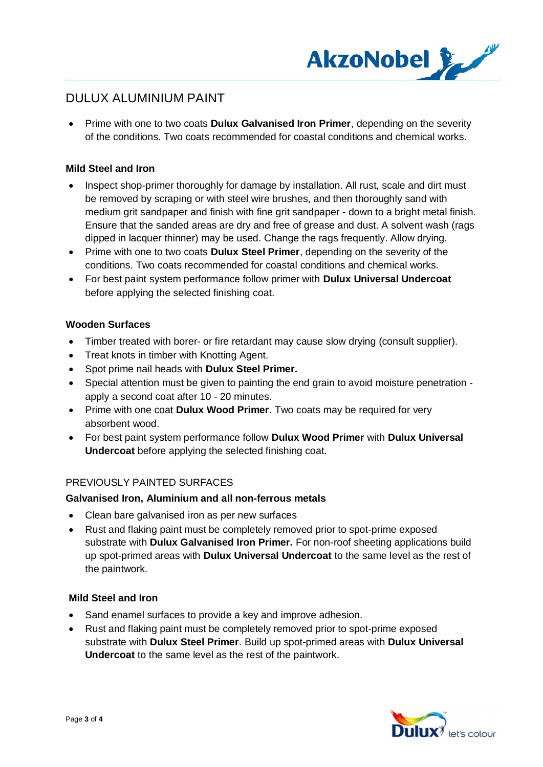# DULUX ALUMINIUM PAINT

- Prime with one to two coats **Dulux Galvanised Iron Primer**, depending on the severity of the conditions. Two coats recommended for coastal conditions and chemical works.

**Mild Steel and Iron**

- Inspect shop-primer thoroughly for damage by installation. All rust, scale and dirt must be removed by scraping or with steel wire brushes, and then thoroughly sand with medium grit sandpaper and finish with fine grit sandpaper - down to a bright metal finish. Ensure that the sanded areas are dry and free of grease and dust. A solvent wash (rags dipped in lacquer thinner) may be used. Change the rags frequently. Allow drying.
- Prime with one to two coats **Dulux Steel Primer**, depending on the severity of the conditions. Two coats recommended for coastal conditions and chemical works.
- For best paint system performance follow primer with **Dulux Universal Undercoat** before applying the selected finishing coat.

**Wooden Surfaces**

- Timber treated with borer- or fire retardant may cause slow drying (consult supplier).
- Treat knots in timber with Knotting Agent.
- Spot prime nail heads with **Dulux Steel Primer.**
- Special attention must be given to painting the end grain to avoid moisture penetration - apply a second coat after 10 - 20 minutes.
- Prime with one coat **Dulux Wood Primer**. Two coats may be required for very absorbent wood.
- For best paint system performance follow **Dulux Wood Primer** with **Dulux Universal Undercoat** before applying the selected finishing coat.

## PREVIOUSLY PAINTED SURFACES

**Galvanised Iron, Aluminium and all non-ferrous metals**

- Clean bare galvanised iron as per new surfaces
- Rust and flaking paint must be completely removed prior to spot-prime exposed substrate with **Dulux Galvanised Iron Primer.** For non-roof sheeting applications build up spot-primed areas with **Dulux Universal Undercoat** to the same level as the rest of the paintwork.

**Mild Steel and Iron**

- Sand enamel surfaces to provide a key and improve adhesion.
- Rust and flaking paint must be completely removed prior to spot-prime exposed substrate with **Dulux Steel Primer**. Build up spot-primed areas with **Dulux Universal Undercoat** to the same level as the rest of the paintwork.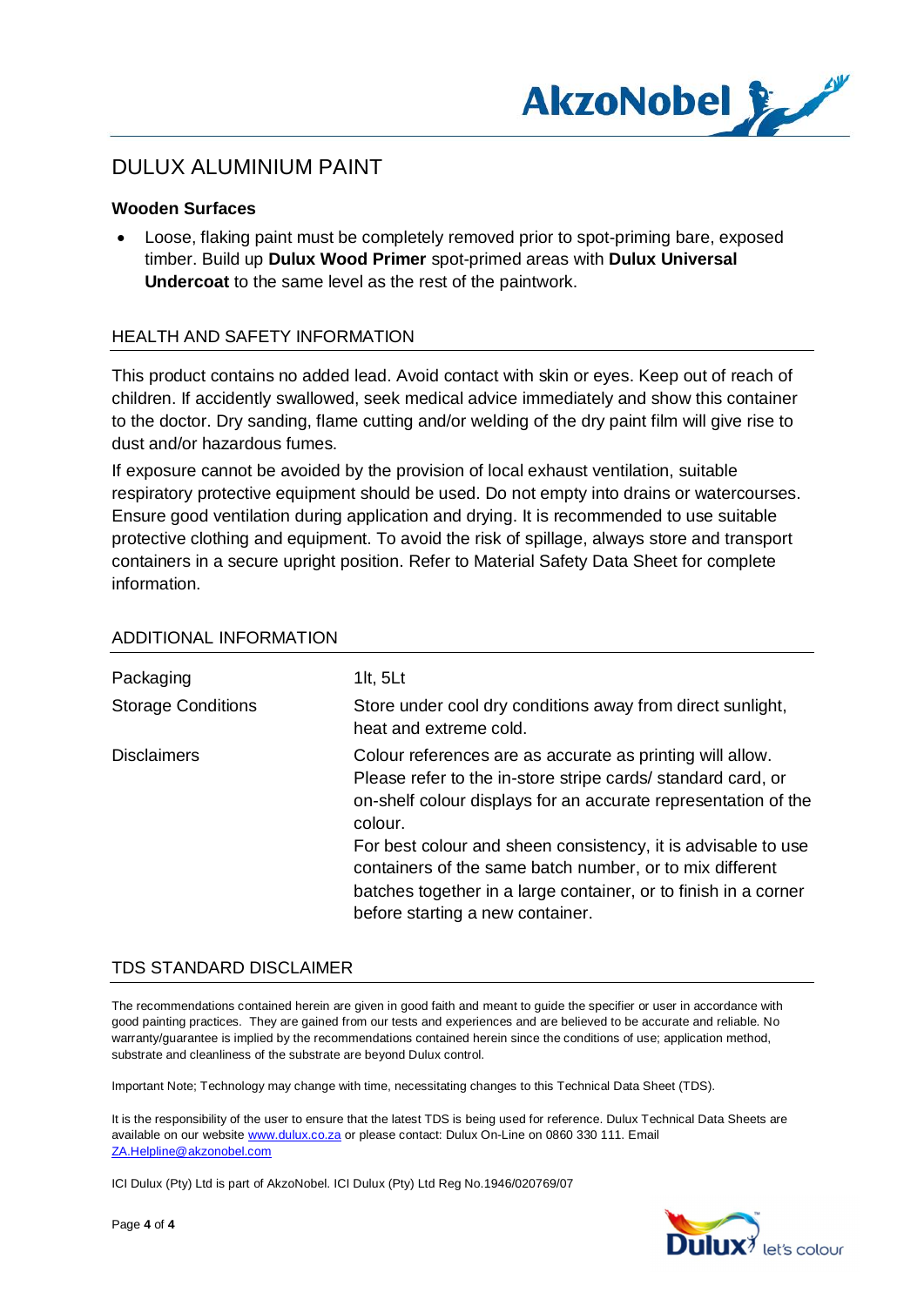# DULUX ALUMINIUM PAINT

### Wooden Surfaces

- Loose, flaking paint must be completely removed prior to spot-priming bare, exposed timber. Build up **Dulux Wood Primer** spot-primed areas with **Dulux Universal Undercoat** to the same level as the rest of the paintwork.

## HEALTH AND SAFETY INFORMATION

This product contains no added lead. Avoid contact with skin or eyes. Keep out of reach of children. If accidently swallowed, seek medical advice immediately and show this container to the doctor. Dry sanding, flame cutting and/or welding of the dry paint film will give rise to dust and/or hazardous fumes.

If exposure cannot be avoided by the provision of local exhaust ventilation, suitable respiratory protective equipment should be used. Do not empty into drains or watercourses. Ensure good ventilation during application and drying. It is recommended to use suitable protective clothing and equipment. To avoid the risk of spillage, always store and transport containers in a secure upright position. Refer to Material Safety Data Sheet for complete information.

## ADDITIONAL INFORMATION

| | |
|---|---|
| Packaging | 1lt, 5Lt |
| Storage Conditions | Store under cool dry conditions away from direct sunlight, heat and extreme cold. |
| Disclaimers | Colour references are as accurate as printing will allow. Please refer to the in-store stripe cards/ standard card, or on-shelf colour displays for an accurate representation of the colour.<br>For best colour and sheen consistency, it is advisable to use containers of the same batch number, or to mix different batches together in a large container, or to finish in a corner before starting a new container. |

## TDS STANDARD DISCLAIMER

The recommendations contained herein are given in good faith and meant to guide the specifier or user in accordance with good painting practices. They are gained from our tests and experiences and are believed to be accurate and reliable. No warranty/guarantee is implied by the recommendations contained herein since the conditions of use; application method, substrate and cleanliness of the substrate are beyond Dulux control.

Important Note; Technology may change with time, necessitating changes to this Technical Data Sheet (TDS).

It is the responsibility of the user to ensure that the latest TDS is being used for reference. Dulux Technical Data Sheets are available on our website www.dulux.co.za or please contact: Dulux On-Line on 0860 330 111. Email ZA.Helpline@akzonobel.com

ICI Dulux (Pty) Ltd is part of AkzoNobel. ICI Dulux (Pty) Ltd Reg No.1946/020769/07